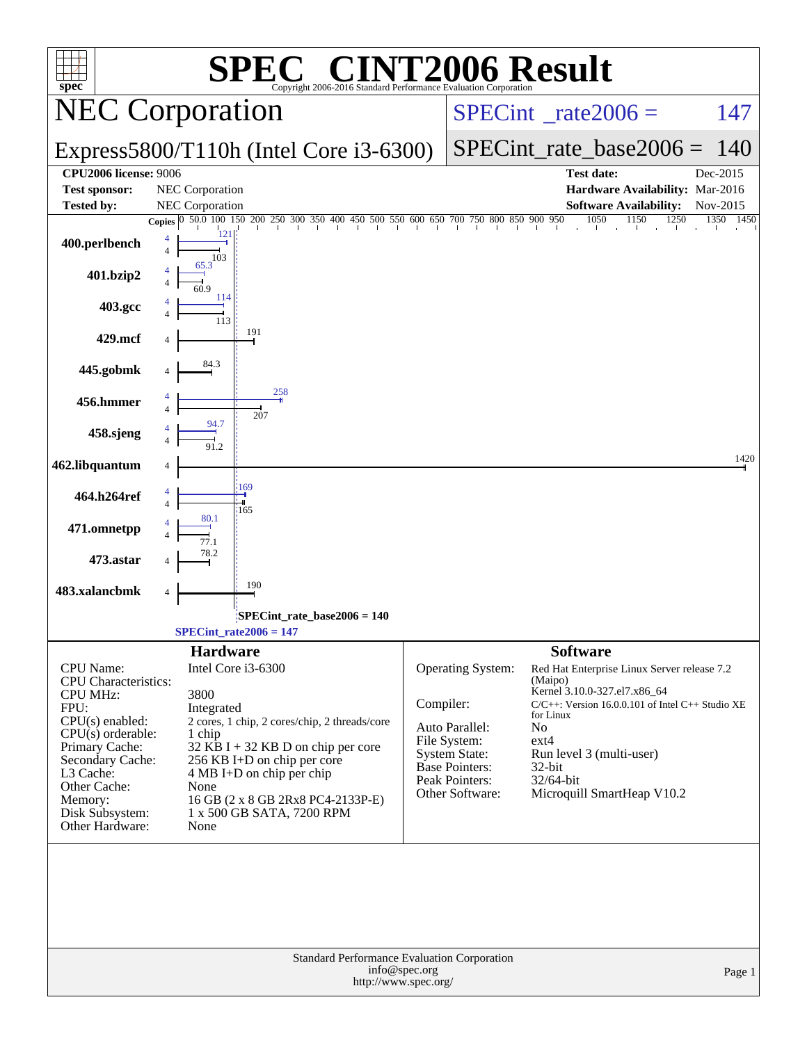# SPEC CINT2006 Result

Copyright 2006-2016 Standard Performance Evaluation Corporation

## NEC Corporation

### Express5800/T110h (Intel Core i3-6300)

**SPECint_rate2006 = 147**

**SPECint_rate_base2006 = 140**

| | | | |
|---|---|---|---|
| **CPU2006 license:** 9006 | | **Test date:** | Dec-2015 |
| **Test sponsor:** | NEC Corporation | **Hardware Availability:** | Mar-2016 |
| **Tested by:** | NEC Corporation | **Software Availability:** | Nov-2015 |

| Benchmark | Copies | Base | Peak |
|---|---|---|---|
| 400.perlbench | 4 | 103 | 121 |
| 401.bzip2 | 4 | 60.9 | 65.3 |
| 403.gcc | 4 | 113 | 114 |
| 429.mcf | 4 | 191 | |
| 445.gobmk | 4 | 84.3 | |
| 456.hmmer | 4 | 207 | 258 |
| 458.sjeng | 4 | 91.2 | 94.7 |
| 462.libquantum | 4 | 1420 | |
| 464.h264ref | 4 | 165 | 169 |
| 471.omnetpp | 4 | 77.1 | 80.1 |
| 473.astar | 4 | 78.2 | |
| 483.xalancbmk | 4 | 190 | |

SPECint_rate_base2006 = 140

SPECint_rate2006 = 147

## Hardware

| | |
|---|---|
| CPU Name: | Intel Core i3-6300 |
| CPU Characteristics: | |
| CPU MHz: | 3800 |
| FPU: | Integrated |
| CPU(s) enabled: | 2 cores, 1 chip, 2 cores/chip, 2 threads/core |
| CPU(s) orderable: | 1 chip |
| Primary Cache: | 32 KB I + 32 KB D on chip per core |
| Secondary Cache: | 256 KB I+D on chip per core |
| L3 Cache: | 4 MB I+D on chip per chip |
| Other Cache: | None |
| Memory: | 16 GB (2 x 8 GB 2Rx8 PC4-2133P-E) |
| Disk Subsystem: | 1 x 500 GB SATA, 7200 RPM |
| Other Hardware: | None |

## Software

| | |
|---|---|
| Operating System: | Red Hat Enterprise Linux Server release 7.2 (Maipo) Kernel 3.10.0-327.el7.x86_64 |
| Compiler: | C/C++: Version 16.0.0.101 of Intel C++ Studio XE for Linux |
| Auto Parallel: | No |
| File System: | ext4 |
| System State: | Run level 3 (multi-user) |
| Base Pointers: | 32-bit |
| Peak Pointers: | 32/64-bit |
| Other Software: | Microquill SmartHeap V10.2 |

Standard Performance Evaluation Corporation
info@spec.org
http://www.spec.org/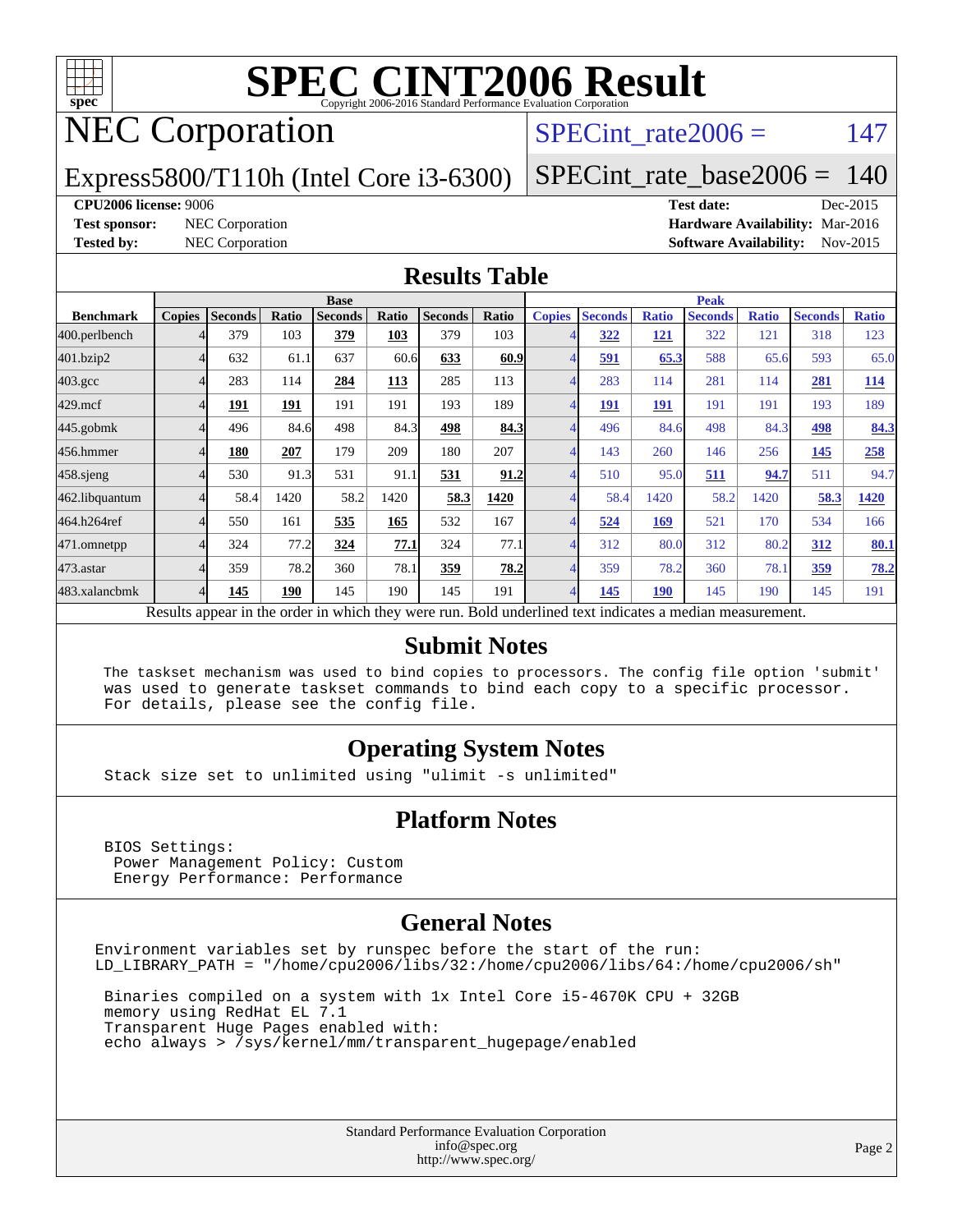# SPEC CINT2006 Result

Copyright 2006-2016 Standard Performance Evaluation Corporation

## NEC Corporation

Express5800/T110h (Intel Core i3-6300)

SPECint_rate2006 = 147

SPECint_rate_base2006 = 140

**CPU2006 license:** 9006

**Test sponsor:** NEC Corporation

**Tested by:** NEC Corporation

**Test date:** Dec-2015

**Hardware Availability:** Mar-2016

**Software Availability:** Nov-2015

## Results Table

| Benchmark | Base | | | | | | | Peak | | | | | | |
|---|---|---|---|---|---|---|---|---|---|---|---|---|---|---|
| | Copies | Seconds | Ratio | Seconds | Ratio | Seconds | Ratio | Copies | Seconds | Ratio | Seconds | Ratio | Seconds | Ratio |
| 400.perlbench | 4 | 379 | 103 | **379** | **103** | 379 | 103 | 4 | **322** | **121** | 322 | 121 | 318 | 123 |
| 401.bzip2 | 4 | 632 | 61.1 | 637 | 60.6 | **633** | **60.9** | 4 | **591** | **65.3** | 588 | 65.6 | 593 | 65.0 |
| 403.gcc | 4 | 283 | 114 | **284** | **113** | 285 | 113 | 4 | 283 | 114 | 281 | 114 | **281** | **114** |
| 429.mcf | 4 | **191** | **191** | 191 | 191 | 193 | 189 | 4 | **191** | **191** | 191 | 191 | 193 | 189 |
| 445.gobmk | 4 | 496 | 84.6 | 498 | 84.3 | **498** | **84.3** | 4 | 496 | 84.6 | 498 | 84.3 | **498** | **84.3** |
| 456.hmmer | 4 | **180** | **207** | 179 | 209 | 180 | 207 | 4 | 143 | 260 | 146 | 256 | **145** | **258** |
| 458.sjeng | 4 | 530 | 91.3 | 531 | 91.1 | **531** | **91.2** | 4 | 510 | 95.0 | **511** | **94.7** | 511 | 94.7 |
| 462.libquantum | 4 | 58.4 | 1420 | 58.2 | 1420 | **58.3** | **1420** | 4 | 58.4 | 1420 | 58.2 | 1420 | **58.3** | **1420** |
| 464.h264ref | 4 | 550 | 161 | **535** | **165** | 532 | 167 | 4 | **524** | **169** | 521 | 170 | 534 | 166 |
| 471.omnetpp | 4 | 324 | 77.2 | **324** | **77.1** | 324 | 77.1 | 4 | 312 | 80.0 | 312 | 80.2 | **312** | **80.1** |
| 473.astar | 4 | 359 | 78.2 | 360 | 78.1 | **359** | **78.2** | 4 | 359 | 78.2 | 360 | 78.1 | **359** | **78.2** |
| 483.xalancbmk | 4 | **145** | **190** | 145 | 190 | 145 | 191 | 4 | **145** | **190** | 145 | 190 | 145 | 191 |

Results appear in the order in which they were run. Bold underlined text indicates a median measurement.

## Submit Notes

```
The taskset mechanism was used to bind copies to processors. The config file option 'submit'
was used to generate taskset commands to bind each copy to a specific processor.
For details, please see the config file.
```

## Operating System Notes

```
Stack size set to unlimited using "ulimit -s unlimited"
```

## Platform Notes

```
BIOS Settings:
 Power Management Policy: Custom
 Energy Performance: Performance
```

## General Notes

```
Environment variables set by runspec before the start of the run:
LD_LIBRARY_PATH = "/home/cpu2006/libs/32:/home/cpu2006/libs/64:/home/cpu2006/sh"

 Binaries compiled on a system with 1x Intel Core i5-4670K CPU + 32GB
 memory using RedHat EL 7.1
 Transparent Huge Pages enabled with:
 echo always > /sys/kernel/mm/transparent_hugepage/enabled
```

Standard Performance Evaluation Corporation
info@spec.org
http://www.spec.org/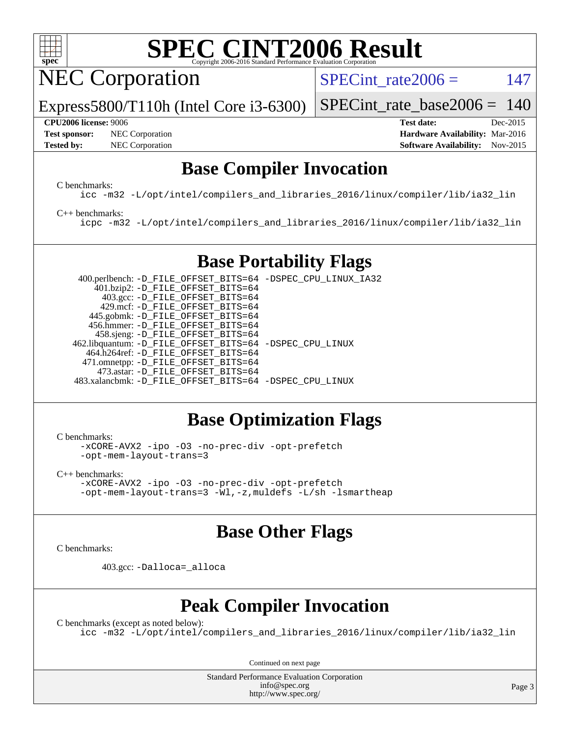# SPEC CINT2006 Result

## NEC Corporation

Express5800/T110h (Intel Core i3-6300)

SPECint_rate2006 = 147

SPECint_rate_base2006 = 140

**CPU2006 license:** 9006
**Test sponsor:** NEC Corporation
**Tested by:** NEC Corporation

**Test date:** Dec-2015
**Hardware Availability:** Mar-2016
**Software Availability:** Nov-2015

## Base Compiler Invocation

C benchmarks:

```
icc -m32 -L/opt/intel/compilers_and_libraries_2016/linux/compiler/lib/ia32_lin
```

C++ benchmarks:

```
icpc -m32 -L/opt/intel/compilers_and_libraries_2016/linux/compiler/lib/ia32_lin
```

## Base Portability Flags

```
   400.perlbench: -D_FILE_OFFSET_BITS=64 -DSPEC_CPU_LINUX_IA32
       401.bzip2: -D_FILE_OFFSET_BITS=64
         403.gcc: -D_FILE_OFFSET_BITS=64
         429.mcf: -D_FILE_OFFSET_BITS=64
       445.gobmk: -D_FILE_OFFSET_BITS=64
      456.hmmer: -D_FILE_OFFSET_BITS=64
       458.sjeng: -D_FILE_OFFSET_BITS=64
  462.libquantum: -D_FILE_OFFSET_BITS=64 -DSPEC_CPU_LINUX
     464.h264ref: -D_FILE_OFFSET_BITS=64
     471.omnetpp: -D_FILE_OFFSET_BITS=64
       473.astar: -D_FILE_OFFSET_BITS=64
  483.xalancbmk: -D_FILE_OFFSET_BITS=64 -DSPEC_CPU_LINUX
```

## Base Optimization Flags

C benchmarks:

```
-xCORE-AVX2 -ipo -O3 -no-prec-div -opt-prefetch
-opt-mem-layout-trans=3
```

C++ benchmarks:

```
-xCORE-AVX2 -ipo -O3 -no-prec-div -opt-prefetch
-opt-mem-layout-trans=3 -Wl,-z,muldefs -L/sh -lsmartheap
```

## Base Other Flags

C benchmarks:

```
403.gcc: -Dalloca=_alloca
```

## Peak Compiler Invocation

C benchmarks (except as noted below):

```
icc -m32 -L/opt/intel/compilers_and_libraries_2016/linux/compiler/lib/ia32_lin
```

Continued on next page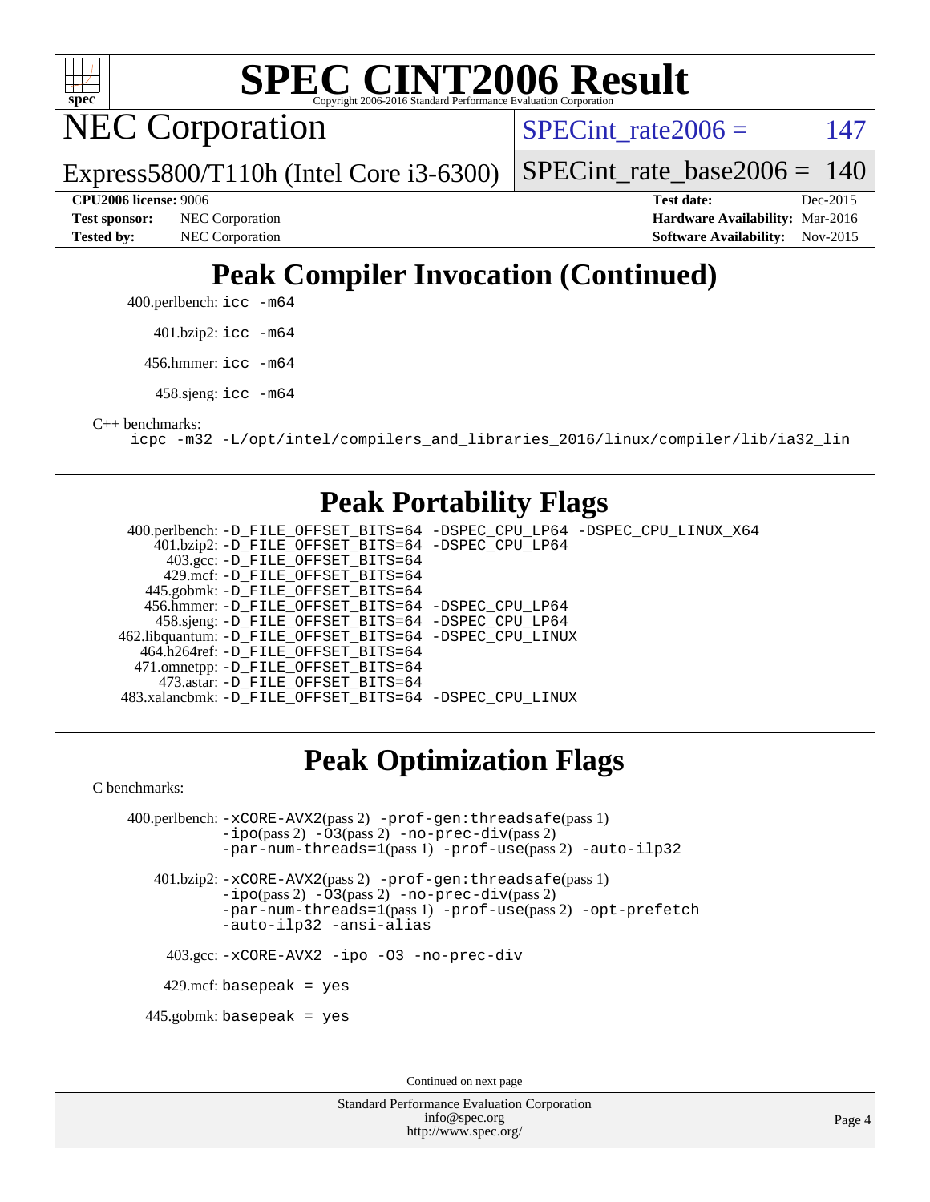# SPEC CINT2006 Result

Copyright 2006-2016 Standard Performance Evaluation Corporation

## NEC Corporation

Express5800/T110h (Intel Core i3-6300)

SPECint_rate2006 = 147

SPECint_rate_base2006 = 140

| | | | |
|---|---|---|---|
| **CPU2006 license:** 9006 | | **Test date:** | Dec-2015 |
| **Test sponsor:** | NEC Corporation | **Hardware Availability:** | Mar-2016 |
| **Tested by:** | NEC Corporation | **Software Availability:** | Nov-2015 |

## Peak Compiler Invocation (Continued)

400.perlbench: `icc -m64`

401.bzip2: `icc -m64`

456.hmmer: `icc -m64`

458.sjeng: `icc -m64`

C++ benchmarks:

`icpc -m32 -L/opt/intel/compilers_and_libraries_2016/linux/compiler/lib/ia32_lin`

## Peak Portability Flags

400.perlbench: `-D_FILE_OFFSET_BITS=64 -DSPEC_CPU_LP64 -DSPEC_CPU_LINUX_X64`
401.bzip2: `-D_FILE_OFFSET_BITS=64 -DSPEC_CPU_LP64`
403.gcc: `-D_FILE_OFFSET_BITS=64`
429.mcf: `-D_FILE_OFFSET_BITS=64`
445.gobmk: `-D_FILE_OFFSET_BITS=64`
456.hmmer: `-D_FILE_OFFSET_BITS=64 -DSPEC_CPU_LP64`
458.sjeng: `-D_FILE_OFFSET_BITS=64 -DSPEC_CPU_LP64`
462.libquantum: `-D_FILE_OFFSET_BITS=64 -DSPEC_CPU_LINUX`
464.h264ref: `-D_FILE_OFFSET_BITS=64`
471.omnetpp: `-D_FILE_OFFSET_BITS=64`
473.astar: `-D_FILE_OFFSET_BITS=64`
483.xalancbmk: `-D_FILE_OFFSET_BITS=64 -DSPEC_CPU_LINUX`

## Peak Optimization Flags

C benchmarks:

400.perlbench: `-xCORE-AVX2`(pass 2) `-prof-gen:threadsafe`(pass 1) `-ipo`(pass 2) `-O3`(pass 2) `-no-prec-div`(pass 2) `-par-num-threads=1`(pass 1) `-prof-use`(pass 2) `-auto-ilp32`

401.bzip2: `-xCORE-AVX2`(pass 2) `-prof-gen:threadsafe`(pass 1) `-ipo`(pass 2) `-O3`(pass 2) `-no-prec-div`(pass 2) `-par-num-threads=1`(pass 1) `-prof-use`(pass 2) `-opt-prefetch` `-auto-ilp32` `-ansi-alias`

403.gcc: `-xCORE-AVX2 -ipo -O3 -no-prec-div`

429.mcf: `basepeak = yes`

445.gobmk: `basepeak = yes`

Continued on next page

Standard Performance Evaluation Corporation
info@spec.org
http://www.spec.org/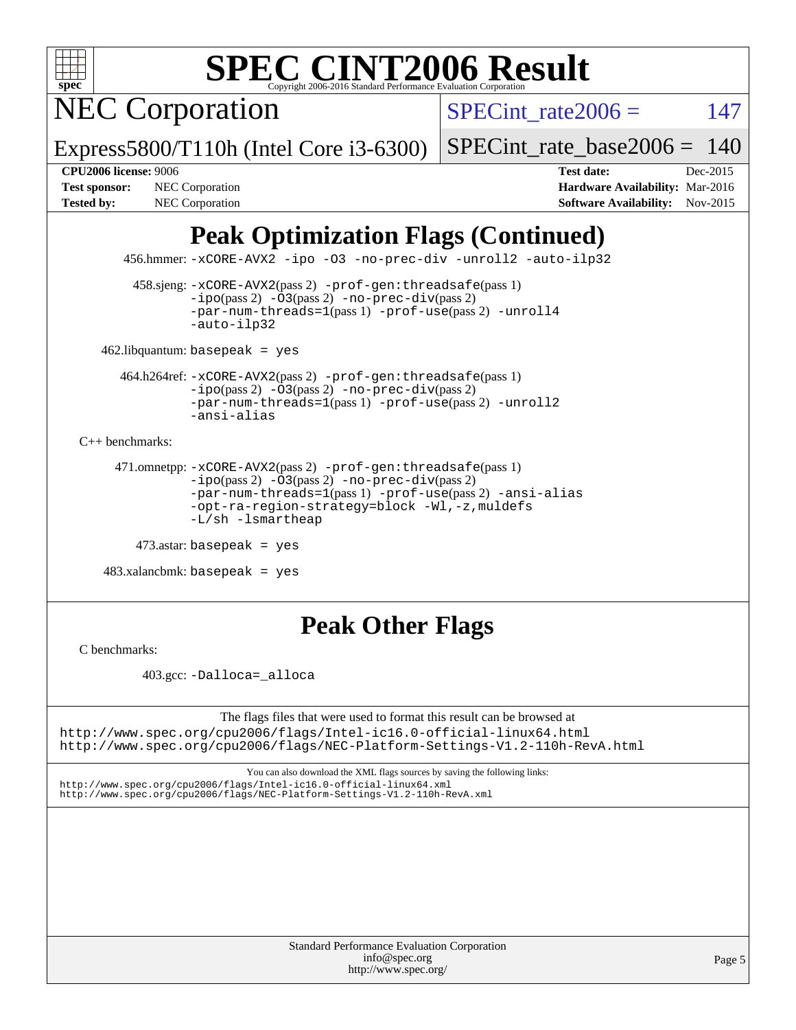# SPEC CINT2006 Result

## NEC Corporation

Express5800/T110h (Intel Core i3-6300)

SPECint_rate2006 = 147

SPECint_rate_base2006 = 140

**CPU2006 license:** 9006
**Test sponsor:** NEC Corporation
**Tested by:** NEC Corporation

**Test date:** Dec-2015
**Hardware Availability:** Mar-2016
**Software Availability:** Nov-2015

## Peak Optimization Flags (Continued)

456.hmmer: `-xCORE-AVX2 -ipo -O3 -no-prec-div -unroll2 -auto-ilp32`

458.sjeng: `-xCORE-AVX2`(pass 2) `-prof-gen:threadsafe`(pass 1) `-ipo`(pass 2) `-O3`(pass 2) `-no-prec-div`(pass 2) `-par-num-threads=1`(pass 1) `-prof-use`(pass 2) `-unroll4` `-auto-ilp32`

462.libquantum: `basepeak = yes`

464.h264ref: `-xCORE-AVX2`(pass 2) `-prof-gen:threadsafe`(pass 1) `-ipo`(pass 2) `-O3`(pass 2) `-no-prec-div`(pass 2) `-par-num-threads=1`(pass 1) `-prof-use`(pass 2) `-unroll2` `-ansi-alias`

C++ benchmarks:

471.omnetpp: `-xCORE-AVX2`(pass 2) `-prof-gen:threadsafe`(pass 1) `-ipo`(pass 2) `-O3`(pass 2) `-no-prec-div`(pass 2) `-par-num-threads=1`(pass 1) `-prof-use`(pass 2) `-ansi-alias` `-opt-ra-region-strategy=block` `-Wl,-z,muldefs` `-L/sh -lsmartheap`

473.astar: `basepeak = yes`

483.xalancbmk: `basepeak = yes`

## Peak Other Flags

C benchmarks:

403.gcc: `-Dalloca=_alloca`

The flags files that were used to format this result can be browsed at
http://www.spec.org/cpu2006/flags/Intel-ic16.0-official-linux64.html
http://www.spec.org/cpu2006/flags/NEC-Platform-Settings-V1.2-110h-RevA.html

You can also download the XML flags sources by saving the following links:
http://www.spec.org/cpu2006/flags/Intel-ic16.0-official-linux64.xml
http://www.spec.org/cpu2006/flags/NEC-Platform-Settings-V1.2-110h-RevA.xml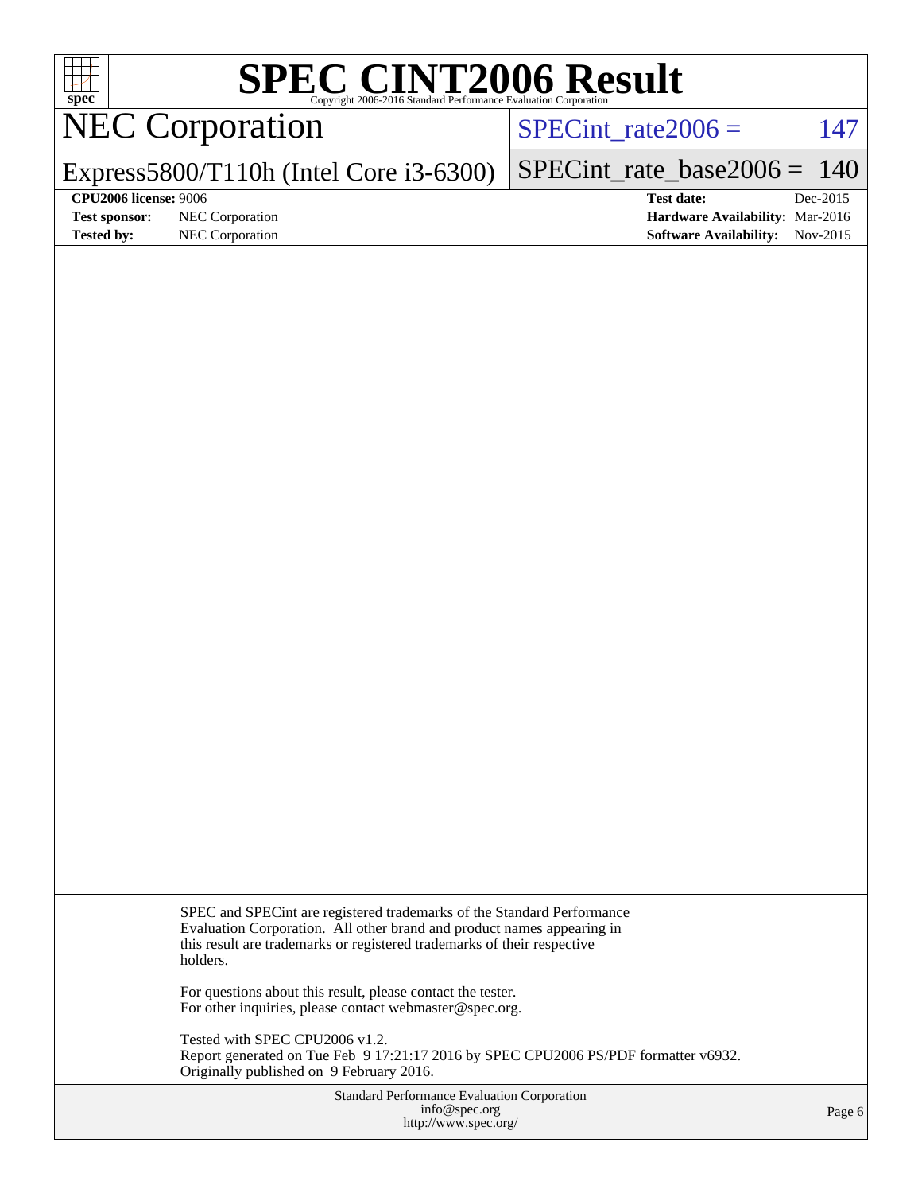SPEC and SPECint are registered trademarks of the Standard Performance Evaluation Corporation. All other brand and product names appearing in this result are trademarks or registered trademarks of their respective holders.

For questions about this result, please contact the tester.
For other inquiries, please contact webmaster@spec.org.

Tested with SPEC CPU2006 v1.2.
Report generated on Tue Feb 9 17:21:17 2016 by SPEC CPU2006 PS/PDF formatter v6932.
Originally published on 9 February 2016.